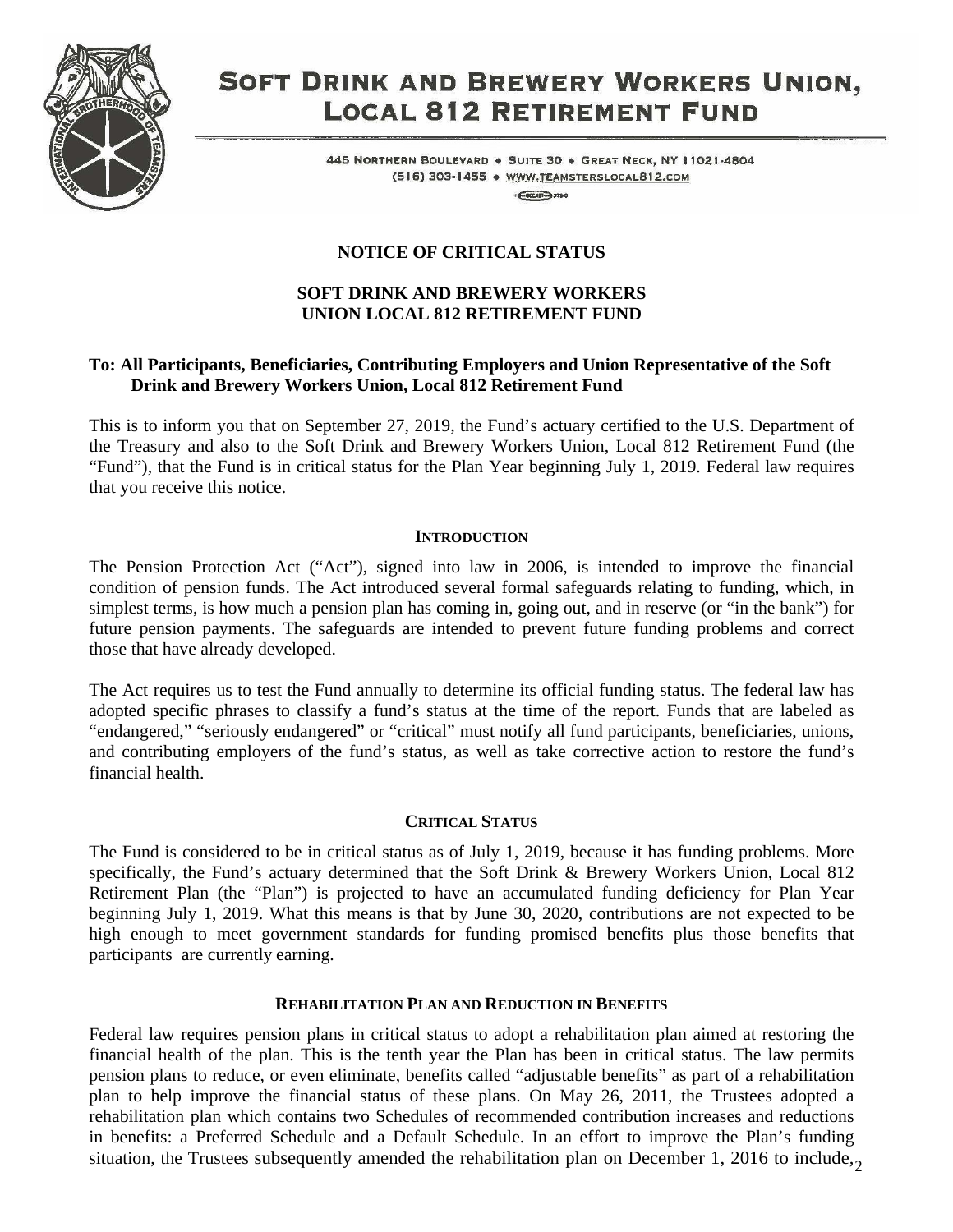# SOFT DRINK AND BREWERY WORKERS UNION, LOCAL 812 RETIREMENT FUND

445 NORTHERN BOULEVARD • SUITE 30 • GREAT NECK, NY 11021-4804
(516) 303-1455 • WWW.TEAMSTERSLOCAL812.COM

## NOTICE OF CRITICAL STATUS

## SOFT DRINK AND BREWERY WORKERS UNION LOCAL 812 RETIREMENT FUND

**To: All Participants, Beneficiaries, Contributing Employers and Union Representative of the Soft Drink and Brewery Workers Union, Local 812 Retirement Fund**

This is to inform you that on September 27, 2019, the Fund's actuary certified to the U.S. Department of the Treasury and also to the Soft Drink and Brewery Workers Union, Local 812 Retirement Fund (the "Fund"), that the Fund is in critical status for the Plan Year beginning July 1, 2019. Federal law requires that you receive this notice.

### INTRODUCTION

The Pension Protection Act ("Act"), signed into law in 2006, is intended to improve the financial condition of pension funds. The Act introduced several formal safeguards relating to funding, which, in simplest terms, is how much a pension plan has coming in, going out, and in reserve (or "in the bank") for future pension payments. The safeguards are intended to prevent future funding problems and correct those that have already developed.

The Act requires us to test the Fund annually to determine its official funding status. The federal law has adopted specific phrases to classify a fund's status at the time of the report. Funds that are labeled as "endangered," "seriously endangered" or "critical" must notify all fund participants, beneficiaries, unions, and contributing employers of the fund's status, as well as take corrective action to restore the fund's financial health.

### CRITICAL STATUS

The Fund is considered to be in critical status as of July 1, 2019, because it has funding problems. More specifically, the Fund's actuary determined that the Soft Drink & Brewery Workers Union, Local 812 Retirement Plan (the "Plan") is projected to have an accumulated funding deficiency for Plan Year beginning July 1, 2019. What this means is that by June 30, 2020, contributions are not expected to be high enough to meet government standards for funding promised benefits plus those benefits that participants are currently earning.

### REHABILITATION PLAN AND REDUCTION IN BENEFITS

Federal law requires pension plans in critical status to adopt a rehabilitation plan aimed at restoring the financial health of the plan. This is the tenth year the Plan has been in critical status. The law permits pension plans to reduce, or even eliminate, benefits called "adjustable benefits" as part of a rehabilitation plan to help improve the financial status of these plans. On May 26, 2011, the Trustees adopted a rehabilitation plan which contains two Schedules of recommended contribution increases and reductions in benefits: a Preferred Schedule and a Default Schedule. In an effort to improve the Plan's funding situation, the Trustees subsequently amended the rehabilitation plan on December 1, 2016 to include,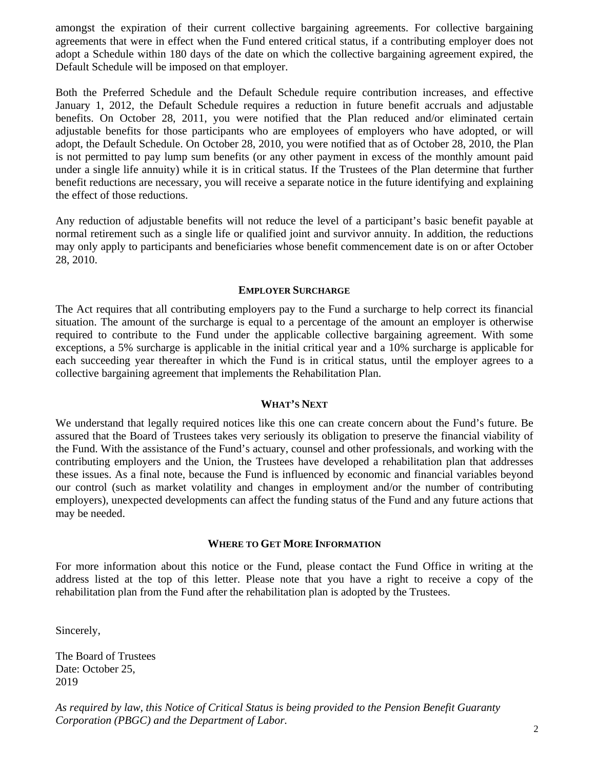amongst the expiration of their current collective bargaining agreements. For collective bargaining agreements that were in effect when the Fund entered critical status, if a contributing employer does not adopt a Schedule within 180 days of the date on which the collective bargaining agreement expired, the Default Schedule will be imposed on that employer.

Both the Preferred Schedule and the Default Schedule require contribution increases, and effective January 1, 2012, the Default Schedule requires a reduction in future benefit accruals and adjustable benefits. On October 28, 2011, you were notified that the Plan reduced and/or eliminated certain adjustable benefits for those participants who are employees of employers who have adopted, or will adopt, the Default Schedule. On October 28, 2010, you were notified that as of October 28, 2010, the Plan is not permitted to pay lump sum benefits (or any other payment in excess of the monthly amount paid under a single life annuity) while it is in critical status. If the Trustees of the Plan determine that further benefit reductions are necessary, you will receive a separate notice in the future identifying and explaining the effect of those reductions.

Any reduction of adjustable benefits will not reduce the level of a participant's basic benefit payable at normal retirement such as a single life or qualified joint and survivor annuity. In addition, the reductions may only apply to participants and beneficiaries whose benefit commencement date is on or after October 28, 2010.

## EMPLOYER SURCHARGE

The Act requires that all contributing employers pay to the Fund a surcharge to help correct its financial situation. The amount of the surcharge is equal to a percentage of the amount an employer is otherwise required to contribute to the Fund under the applicable collective bargaining agreement. With some exceptions, a 5% surcharge is applicable in the initial critical year and a 10% surcharge is applicable for each succeeding year thereafter in which the Fund is in critical status, until the employer agrees to a collective bargaining agreement that implements the Rehabilitation Plan.

## WHAT'S NEXT

We understand that legally required notices like this one can create concern about the Fund's future. Be assured that the Board of Trustees takes very seriously its obligation to preserve the financial viability of the Fund. With the assistance of the Fund's actuary, counsel and other professionals, and working with the contributing employers and the Union, the Trustees have developed a rehabilitation plan that addresses these issues. As a final note, because the Fund is influenced by economic and financial variables beyond our control (such as market volatility and changes in employment and/or the number of contributing employers), unexpected developments can affect the funding status of the Fund and any future actions that may be needed.

## WHERE TO GET MORE INFORMATION

For more information about this notice or the Fund, please contact the Fund Office in writing at the address listed at the top of this letter. Please note that you have a right to receive a copy of the rehabilitation plan from the Fund after the rehabilitation plan is adopted by the Trustees.

Sincerely,

The Board of Trustees
Date: October 25,
2019

*As required by law, this Notice of Critical Status is being provided to the Pension Benefit Guaranty Corporation (PBGC) and the Department of Labor.*